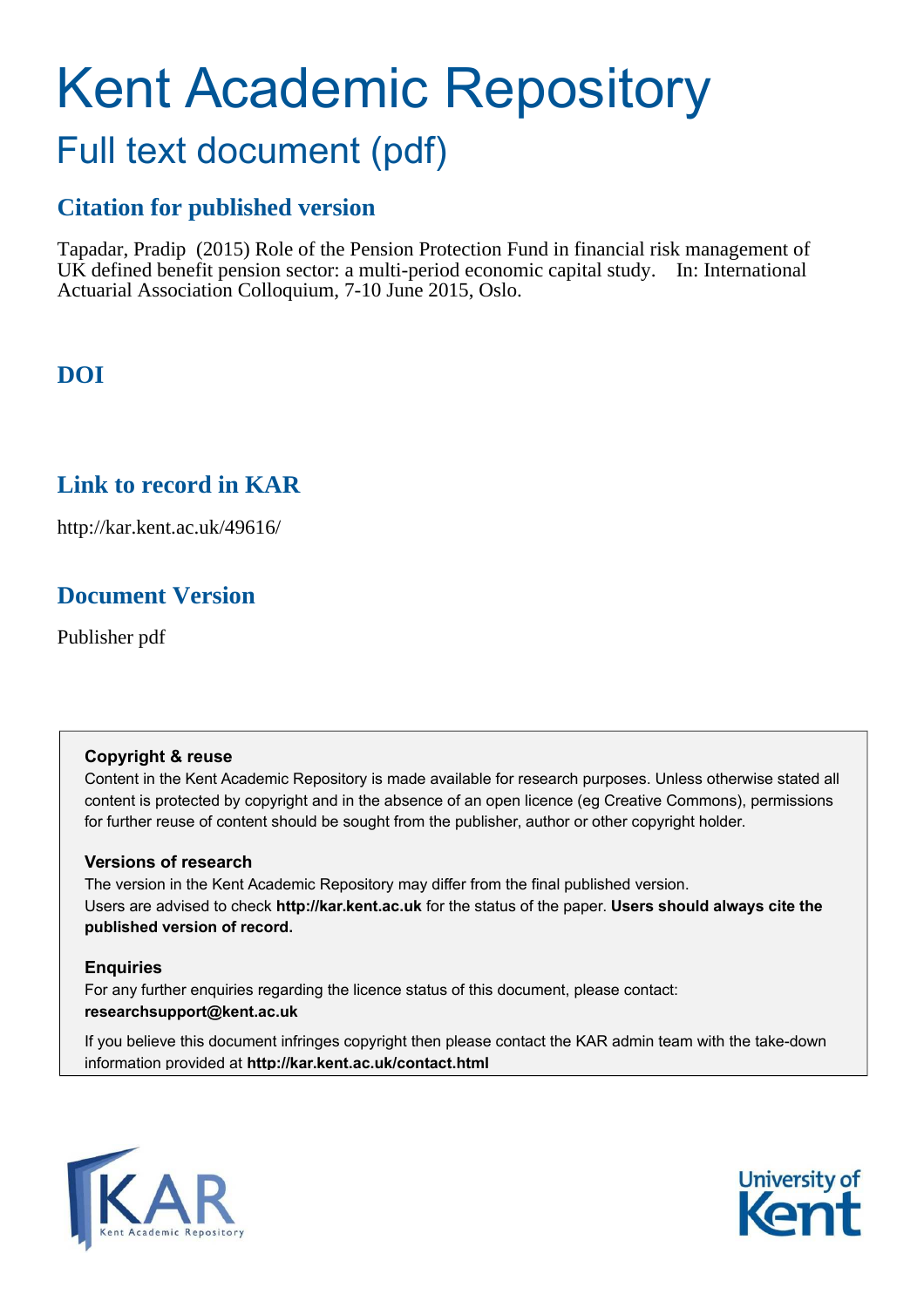# Kent Academic Repository

## Full text document (pdf)

## Citation for published version

Tapadar, Pradip (2015) Role of the Pension Protection Fund in financial risk management of UK defined benefit pension sector: a multi-period economic capital study. In: International Actuarial Association Colloquium, 7-10 June 2015, Oslo.

## DOI

## Link to record in KAR

http://kar.kent.ac.uk/49616/

## Document Version

Publisher pdf

**Copyright & reuse**

Content in the Kent Academic Repository is made available for research purposes. Unless otherwise stated all content is protected by copyright and in the absence of an open licence (eg Creative Commons), permissions for further reuse of content should be sought from the publisher, author or other copyright holder.

**Versions of research**

The version in the Kent Academic Repository may differ from the final published version. Users are advised to check **http://kar.kent.ac.uk** for the status of the paper. **Users should always cite the published version of record.**

**Enquiries**

For any further enquiries regarding the licence status of this document, please contact: **researchsupport@kent.ac.uk**

If you believe this document infringes copyright then please contact the KAR admin team with the take-down information provided at **http://kar.kent.ac.uk/contact.html**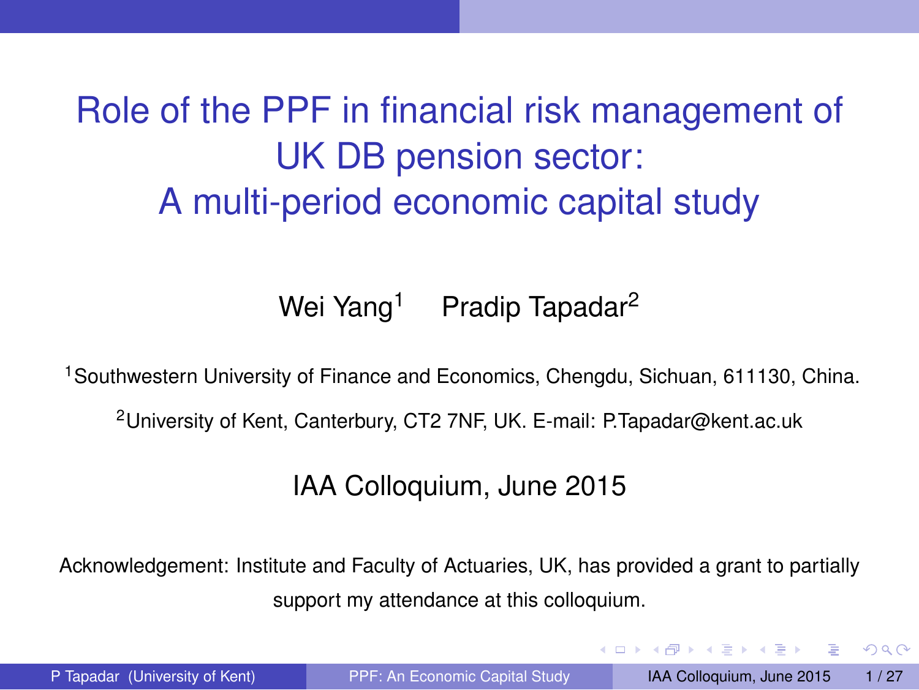# Role of the PPF in financial risk management of UK DB pension sector: A multi-period economic capital study

Wei Yang[1] Pradip Tapadar[2]

[1]Southwestern University of Finance and Economics, Chengdu, Sichuan, 611130, China.

[2]University of Kent, Canterbury, CT2 7NF, UK. E-mail: P.Tapadar@kent.ac.uk

IAA Colloquium, June 2015

Acknowledgement: Institute and Faculty of Actuaries, UK, has provided a grant to partially support my attendance at this colloquium.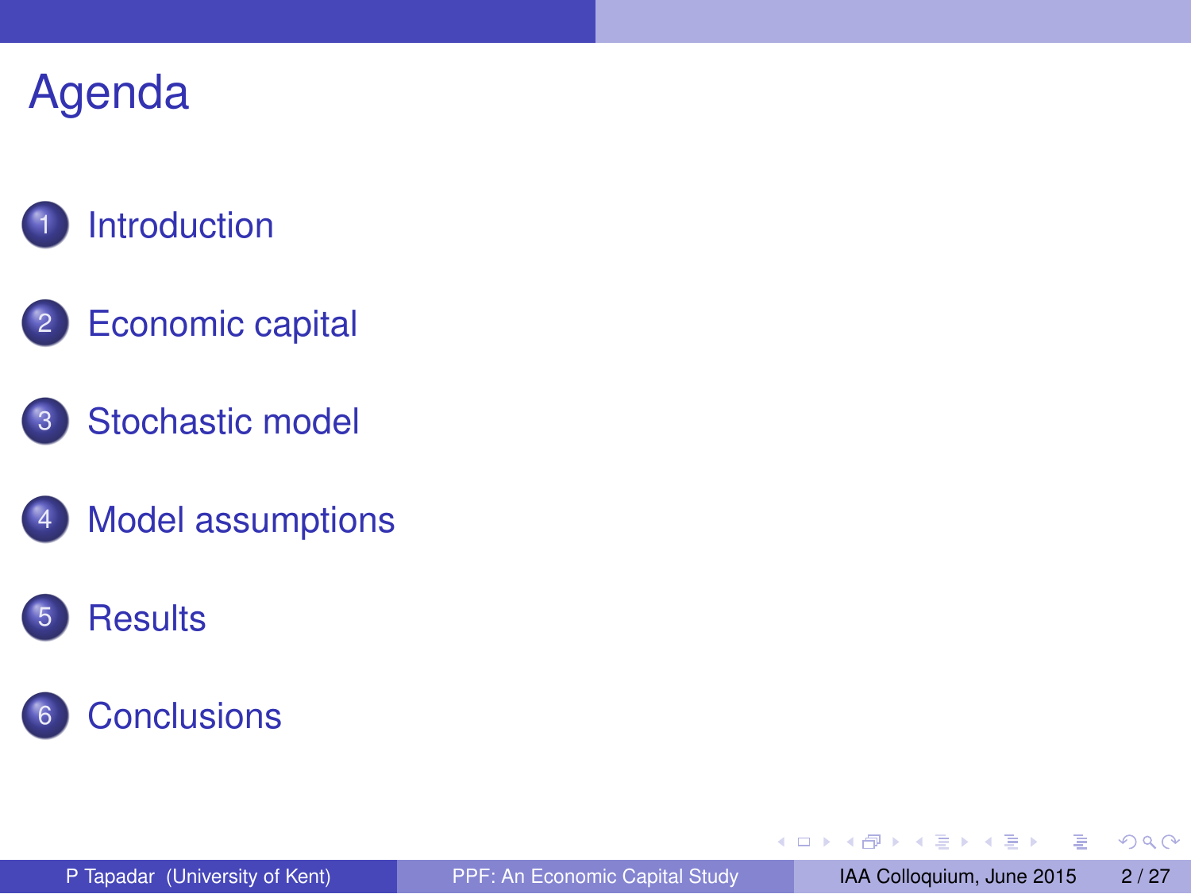# Agenda

1. Introduction
2. Economic capital
3. Stochastic model
4. Model assumptions
5. Results
6. Conclusions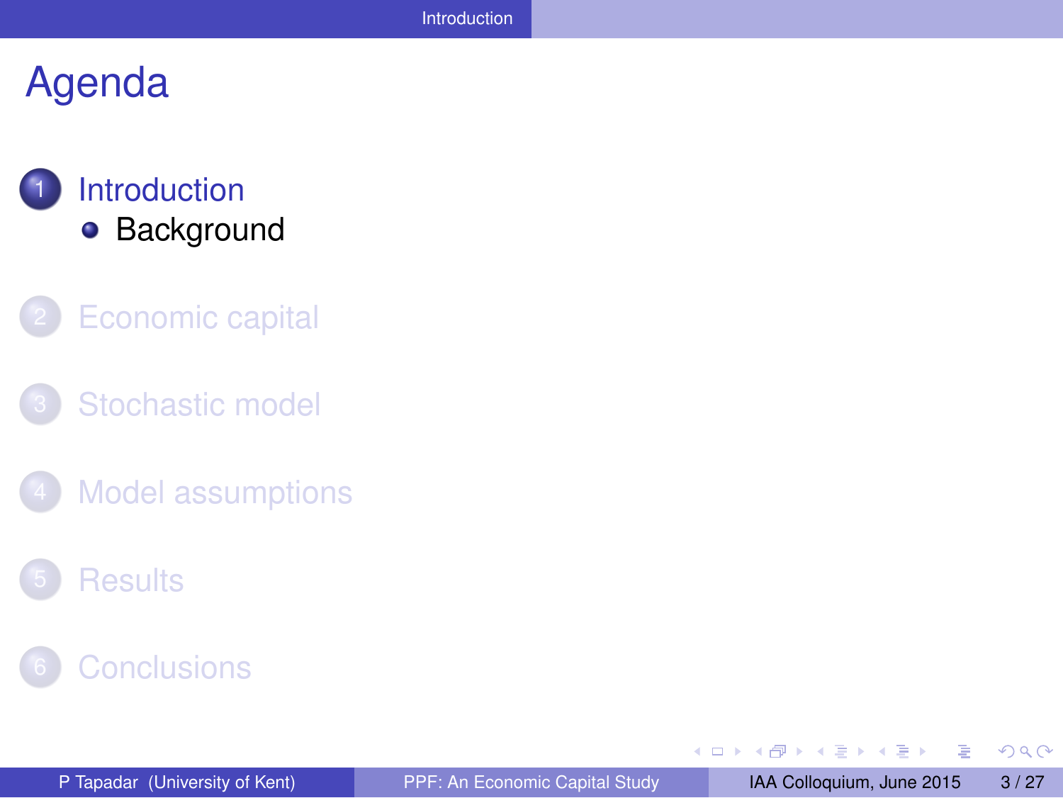# Agenda

1. Introduction
   - Background
2. Economic capital
3. Stochastic model
4. Model assumptions
5. Results
6. Conclusions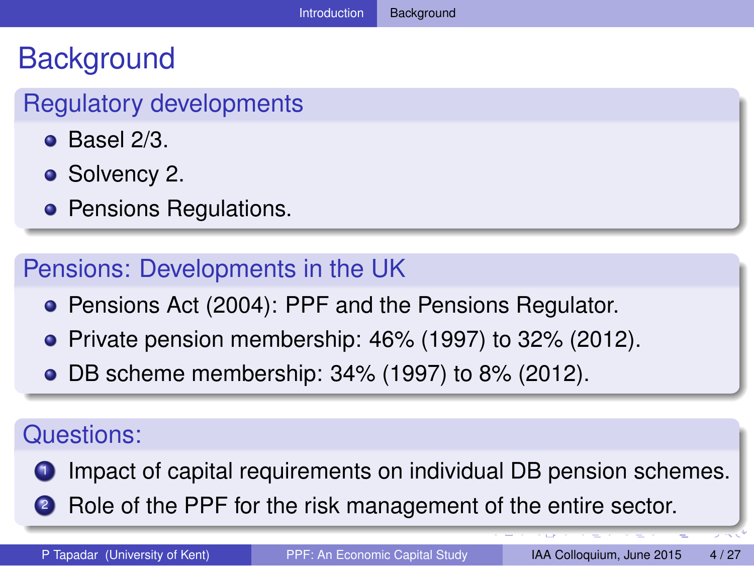# Background

## Regulatory developments

- Basel 2/3.
- Solvency 2.
- Pensions Regulations.

## Pensions: Developments in the UK

- Pensions Act (2004): PPF and the Pensions Regulator.
- Private pension membership: 46% (1997) to 32% (2012).
- DB scheme membership: 34% (1997) to 8% (2012).

## Questions:

1. Impact of capital requirements on individual DB pension schemes.
2. Role of the PPF for the risk management of the entire sector.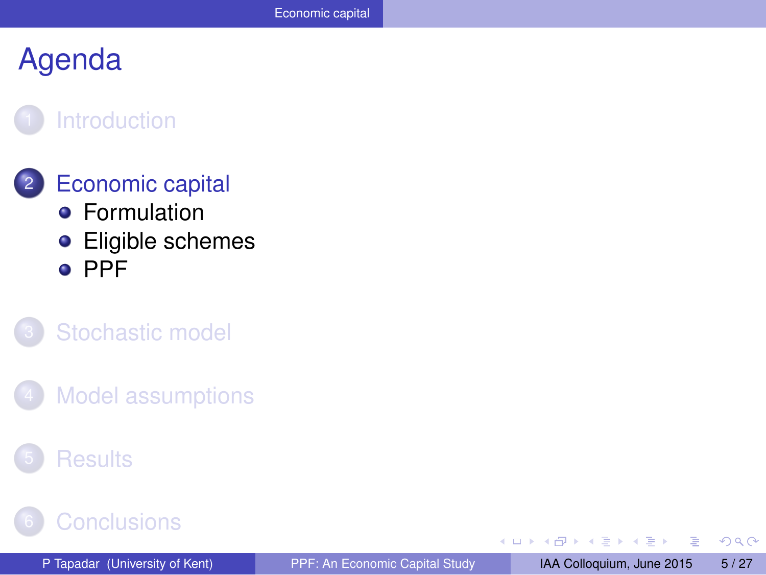# Agenda

1. Introduction
2. Economic capital
   - Formulation
   - Eligible schemes
   - PPF
3. Stochastic model
4. Model assumptions
5. Results
6. Conclusions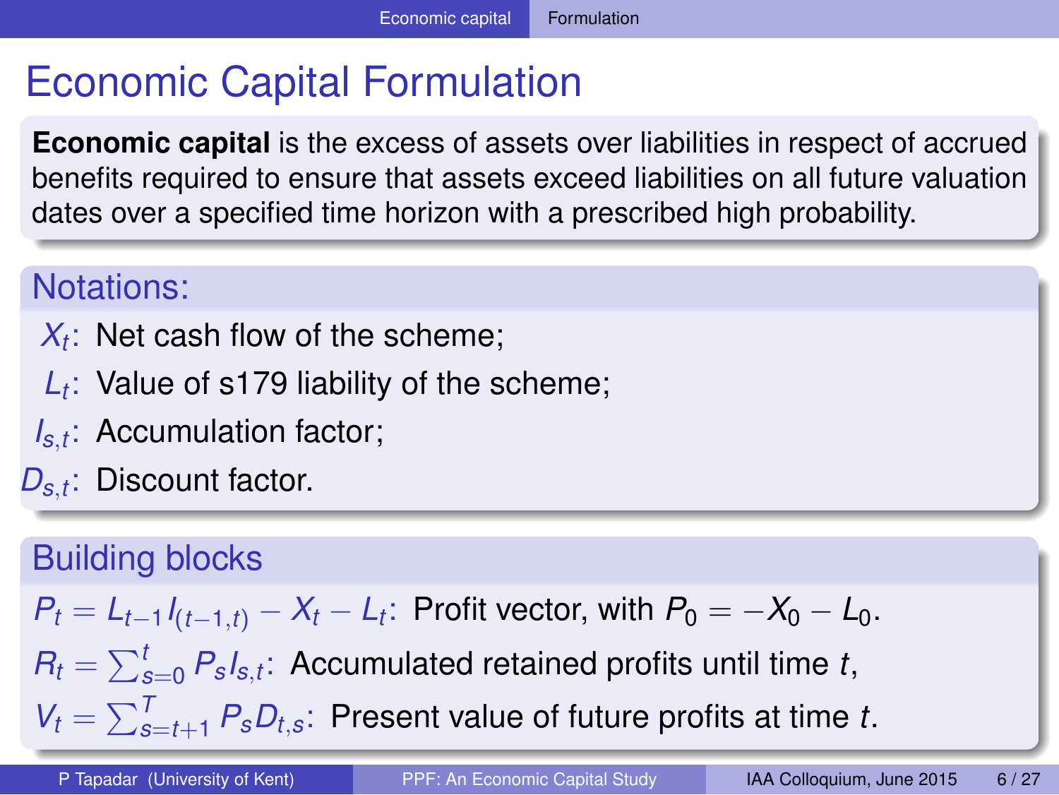# Economic Capital Formulation

**Economic capital** is the excess of assets over liabilities in respect of accrued benefits required to ensure that assets exceed liabilities on all future valuation dates over a specified time horizon with a prescribed high probability.

## Notations:

- $X_t$: Net cash flow of the scheme;
- $L_t$: Value of s179 liability of the scheme;
- $I_{s,t}$: Accumulation factor;
- $D_{s,t}$: Discount factor.

## Building blocks

$P_t = L_{t-1} I_{(t-1,t)} - X_t - L_t$: Profit vector, with $P_0 = -X_0 - L_0$.

$R_t = \sum_{s=0}^{t} P_s I_{s,t}$: Accumulated retained profits until time $t$,

$V_t = \sum_{s=t+1}^{T} P_s D_{t,s}$: Present value of future profits at time $t$.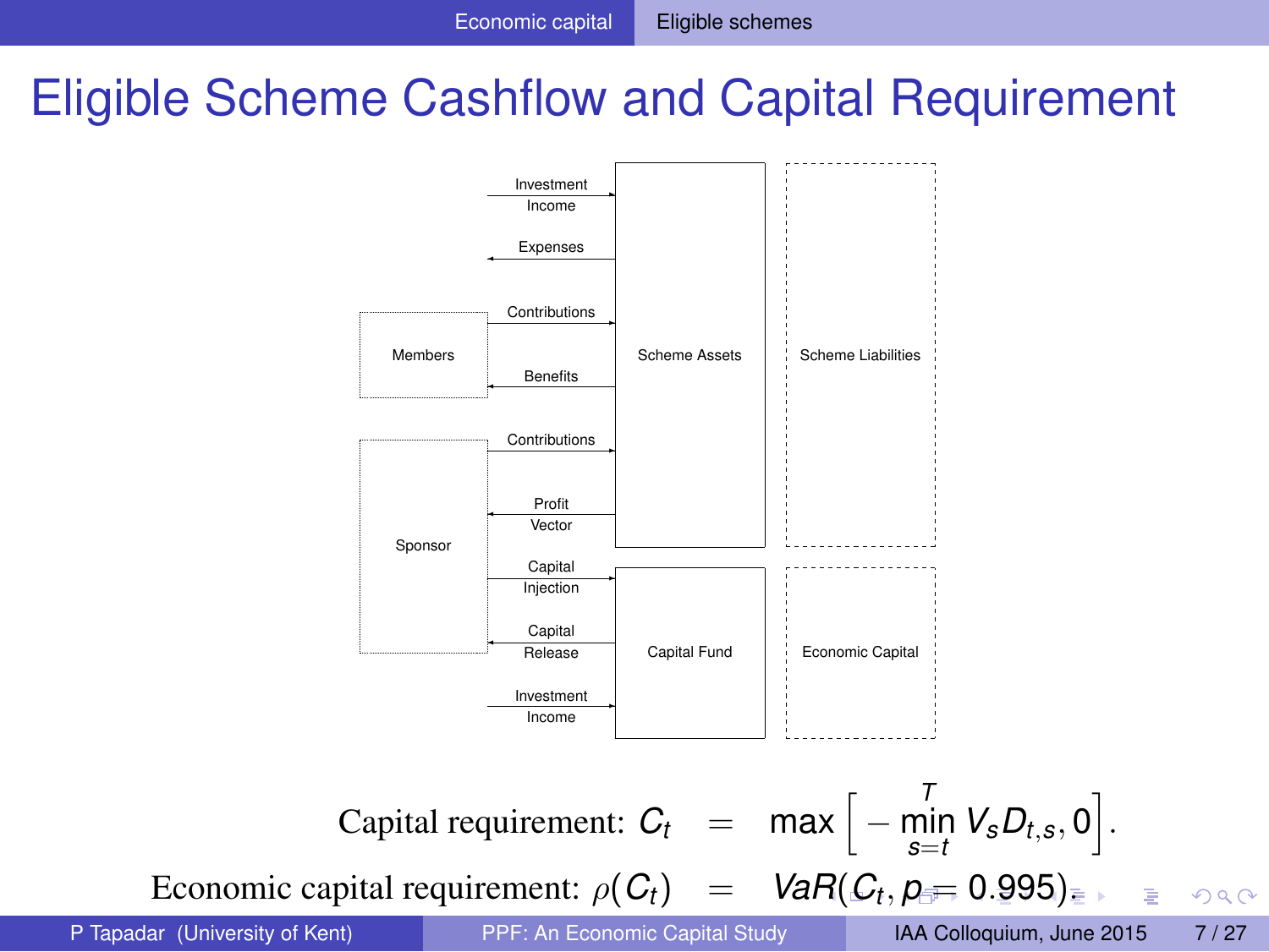# Eligible Scheme Cashflow and Capital Requirement

Investment Income

Expenses

Contributions

Members

Benefits

Contributions

Profit Vector

Sponsor

Capital Injection

Capital Release

Investment Income

Scheme Assets

Scheme Liabilities

Capital Fund

Economic Capital

$$\text{Capital requirement: } C_t = \max\left[-\min_{s=t}^{T} V_s D_{t,s}, 0\right].$$

$$\text{Economic capital requirement: } \rho(C_t) = VaR(C_t, p = 0.995).$$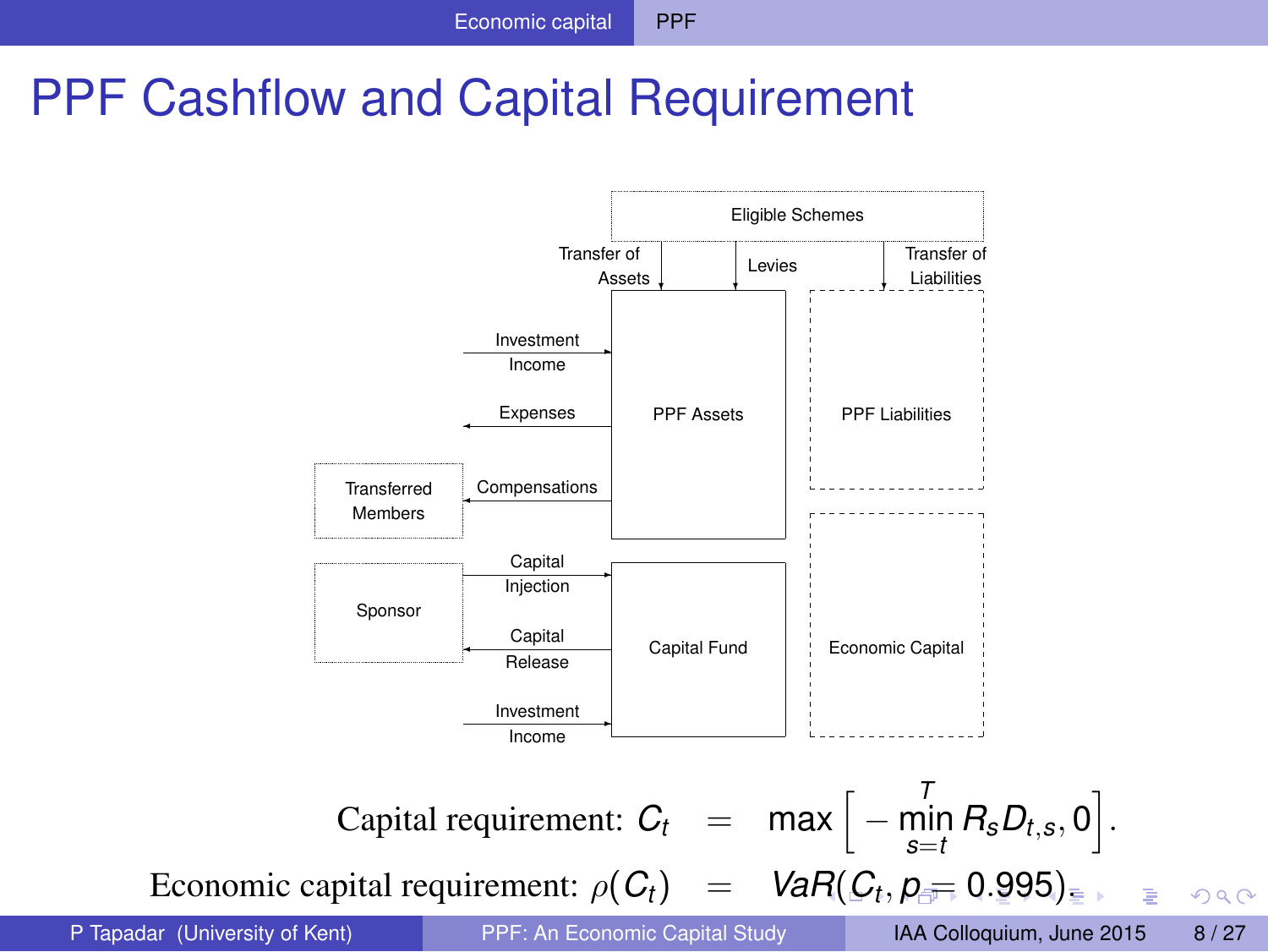# PPF Cashflow and Capital Requirement

Eligible Schemes

Transfer of Assets

Levies

Transfer of Liabilities

Investment Income

Expenses

PPF Assets

PPF Liabilities

Transferred Members

Compensations

Sponsor

Capital Injection

Capital Release

Capital Fund

Economic Capital

Investment Income

$$\text{Capital requirement: } C_t = \max\left[-\min_{s=t}^{T} R_s D_{t,s}, 0\right].$$

$$\text{Economic capital requirement: } \rho(C_t) = VaR(C_t, p = 0.995).$$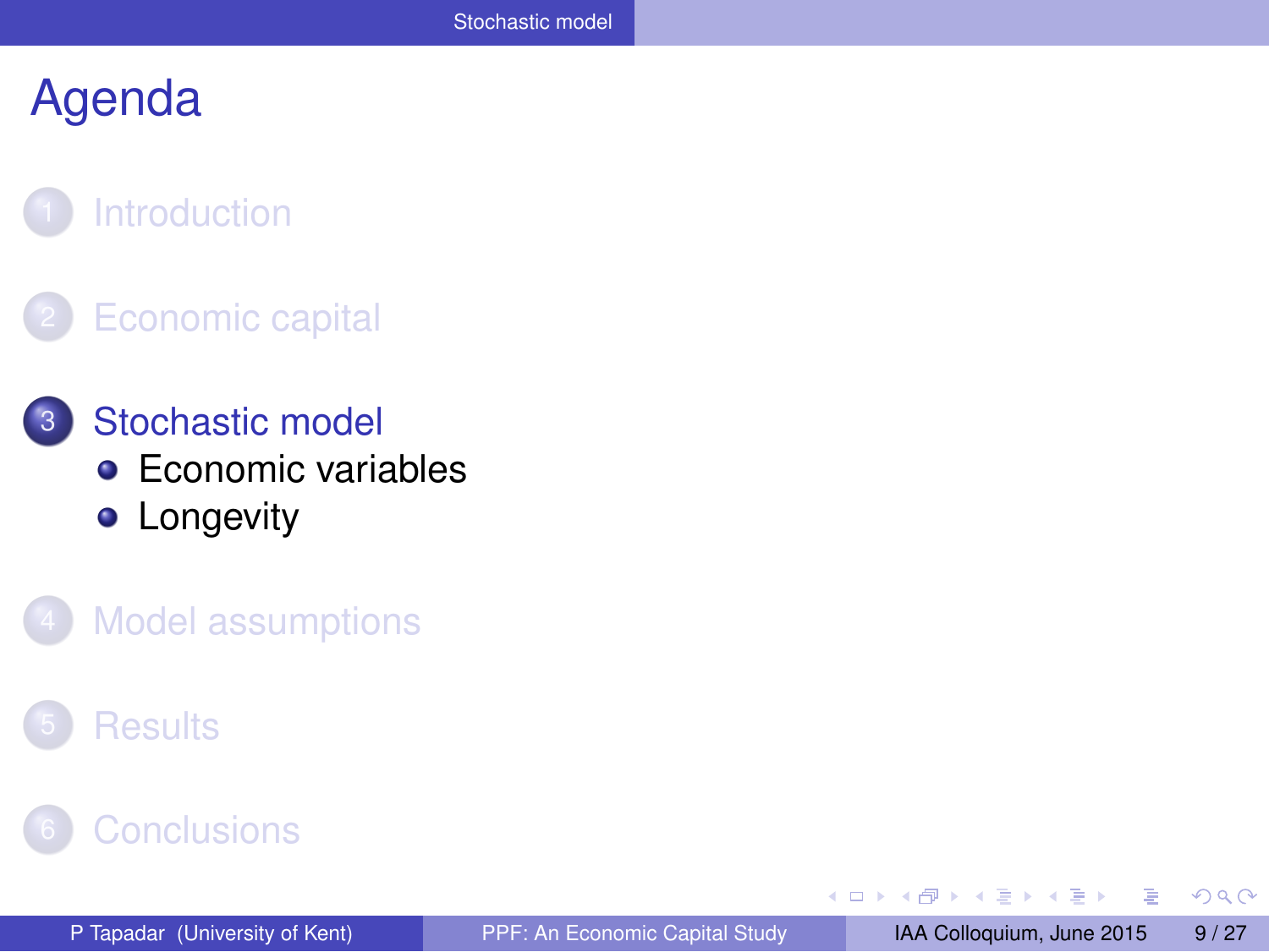# Agenda

1. Introduction
2. Economic capital
3. Stochastic model
   - Economic variables
   - Longevity
4. Model assumptions
5. Results
6. Conclusions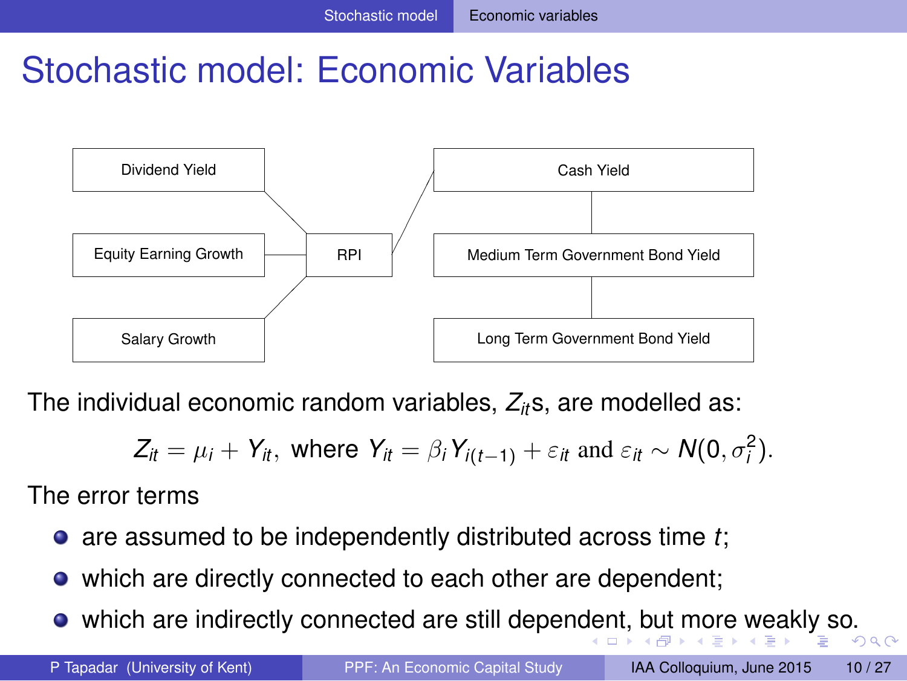# Stochastic model: Economic Variables

Dividend Yield

Equity Earning Growth

Salary Growth

RPI

Cash Yield

Medium Term Government Bond Yield

Long Term Government Bond Yield

The individual economic random variables, $Z_{it}$s, are modelled as:

$$Z_{it} = \mu_i + Y_{it}, \text{ where } Y_{it} = \beta_i Y_{i(t-1)} + \varepsilon_{it} \text{ and } \varepsilon_{it} \sim N(0, \sigma_i^2).$$

The error terms

- are assumed to be independently distributed across time $t$;
- which are directly connected to each other are dependent;
- which are indirectly connected are still dependent, but more weakly so.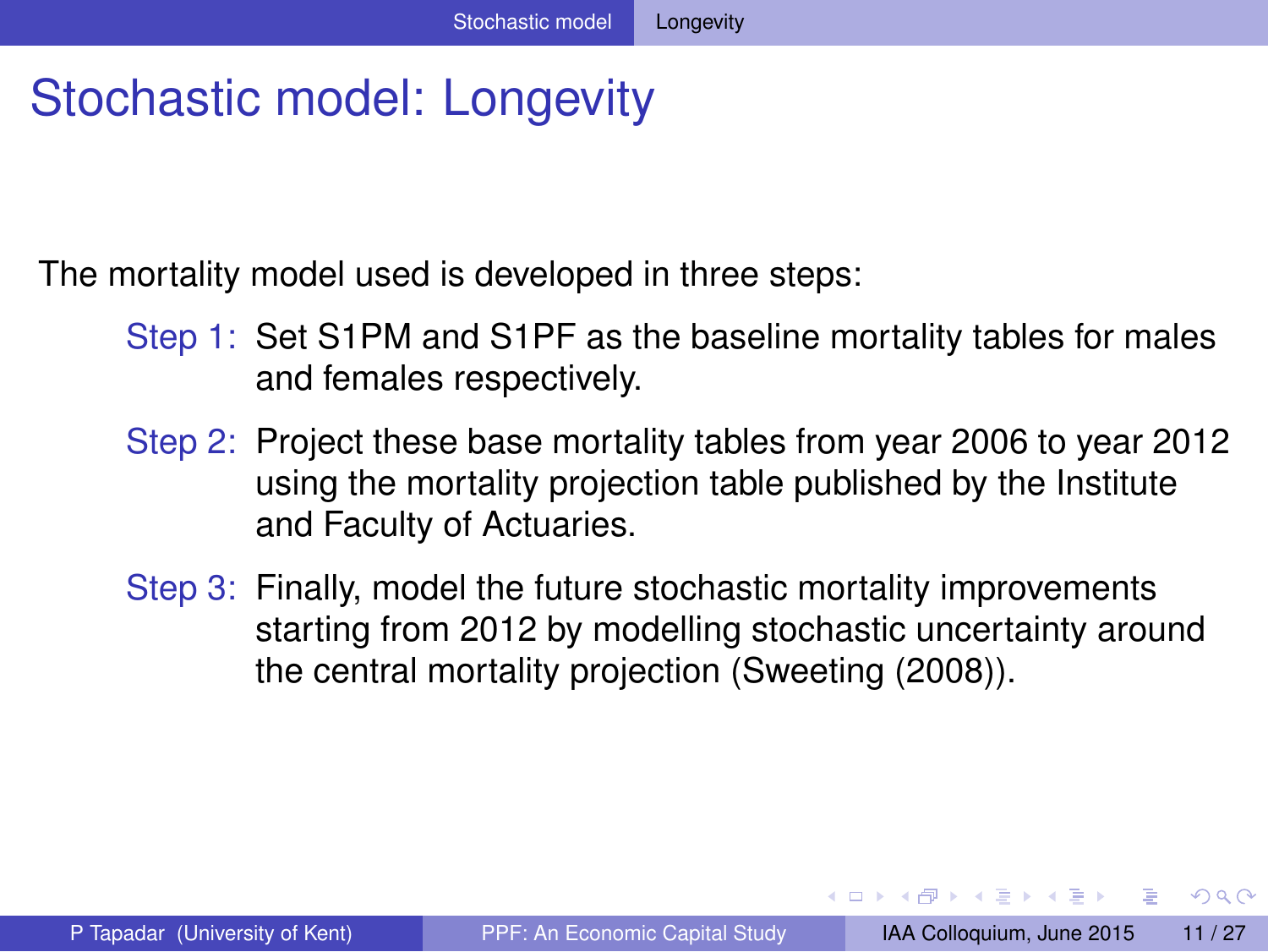# Stochastic model: Longevity

The mortality model used is developed in three steps:

- Step 1: Set S1PM and S1PF as the baseline mortality tables for males and females respectively.
- Step 2: Project these base mortality tables from year 2006 to year 2012 using the mortality projection table published by the Institute and Faculty of Actuaries.
- Step 3: Finally, model the future stochastic mortality improvements starting from 2012 by modelling stochastic uncertainty around the central mortality projection (Sweeting (2008)).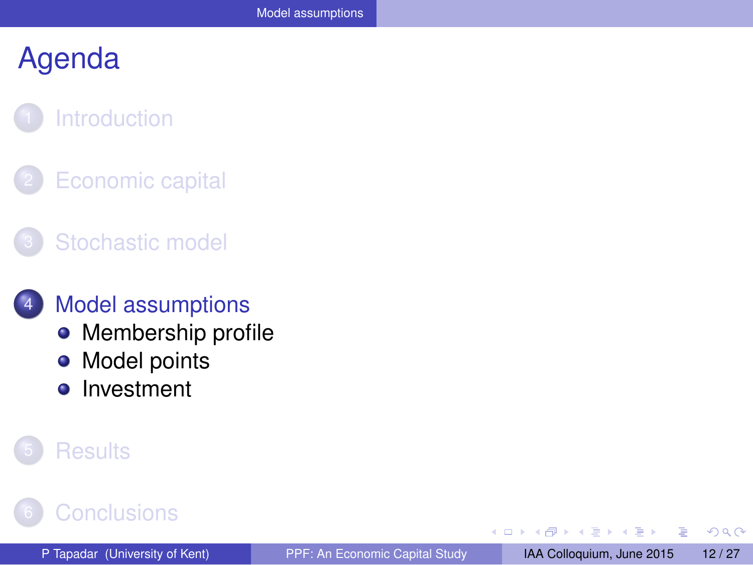# Agenda

1. Introduction
2. Economic capital
3. Stochastic model
4. Model assumptions
   - Membership profile
   - Model points
   - Investment
5. Results
6. Conclusions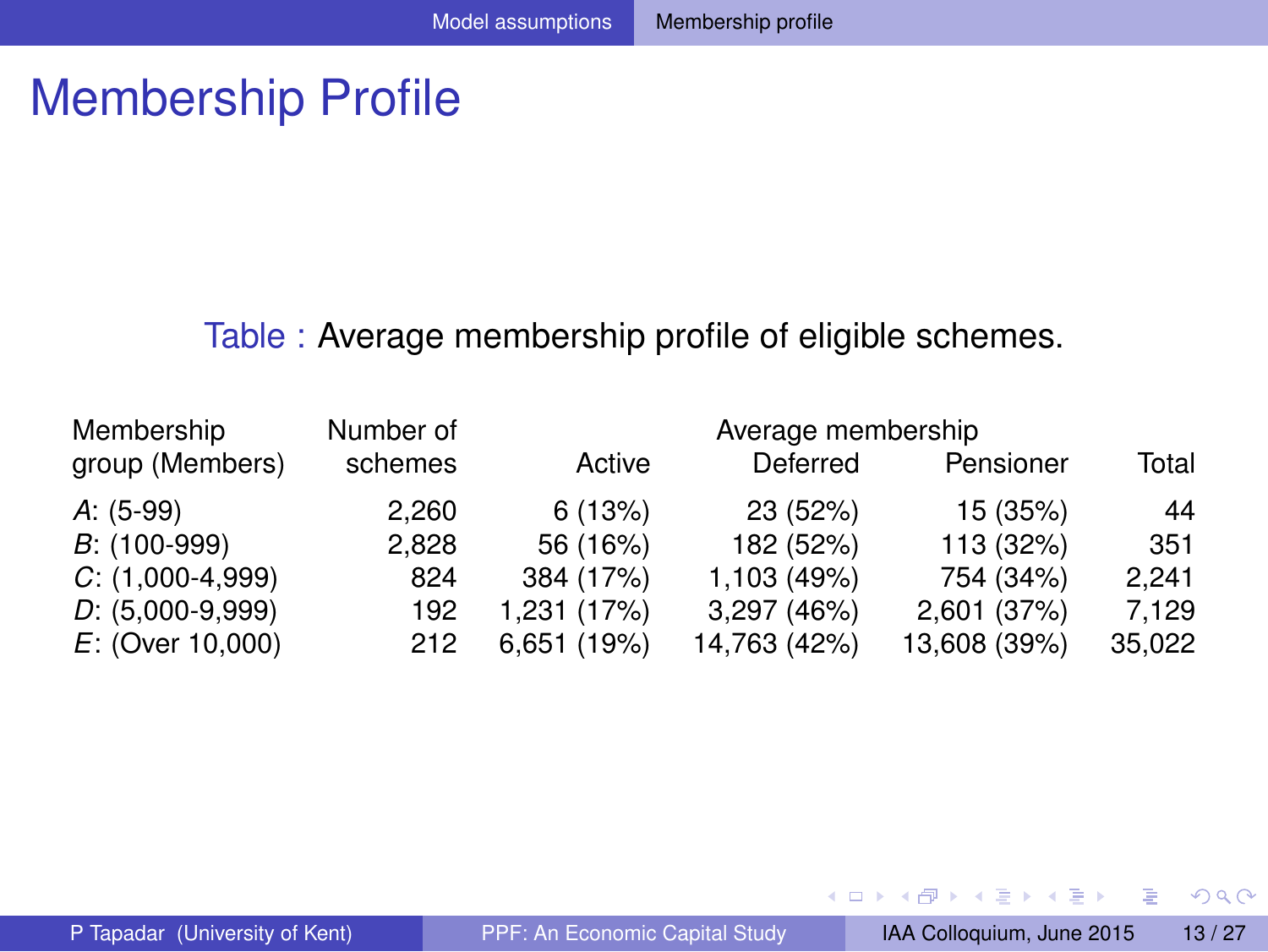# Membership Profile

Table : Average membership profile of eligible schemes.

| Membership group (Members) | Number of schemes | Average membership | | | |
|---|---|---|---|---|---|
| | | Active | Deferred | Pensioner | Total |
| *A*: (5-99) | 2,260 | 6 (13%) | 23 (52%) | 15 (35%) | 44 |
| *B*: (100-999) | 2,828 | 56 (16%) | 182 (52%) | 113 (32%) | 351 |
| *C*: (1,000-4,999) | 824 | 384 (17%) | 1,103 (49%) | 754 (34%) | 2,241 |
| *D*: (5,000-9,999) | 192 | 1,231 (17%) | 3,297 (46%) | 2,601 (37%) | 7,129 |
| *E*: (Over 10,000) | 212 | 6,651 (19%) | 14,763 (42%) | 13,608 (39%) | 35,022 |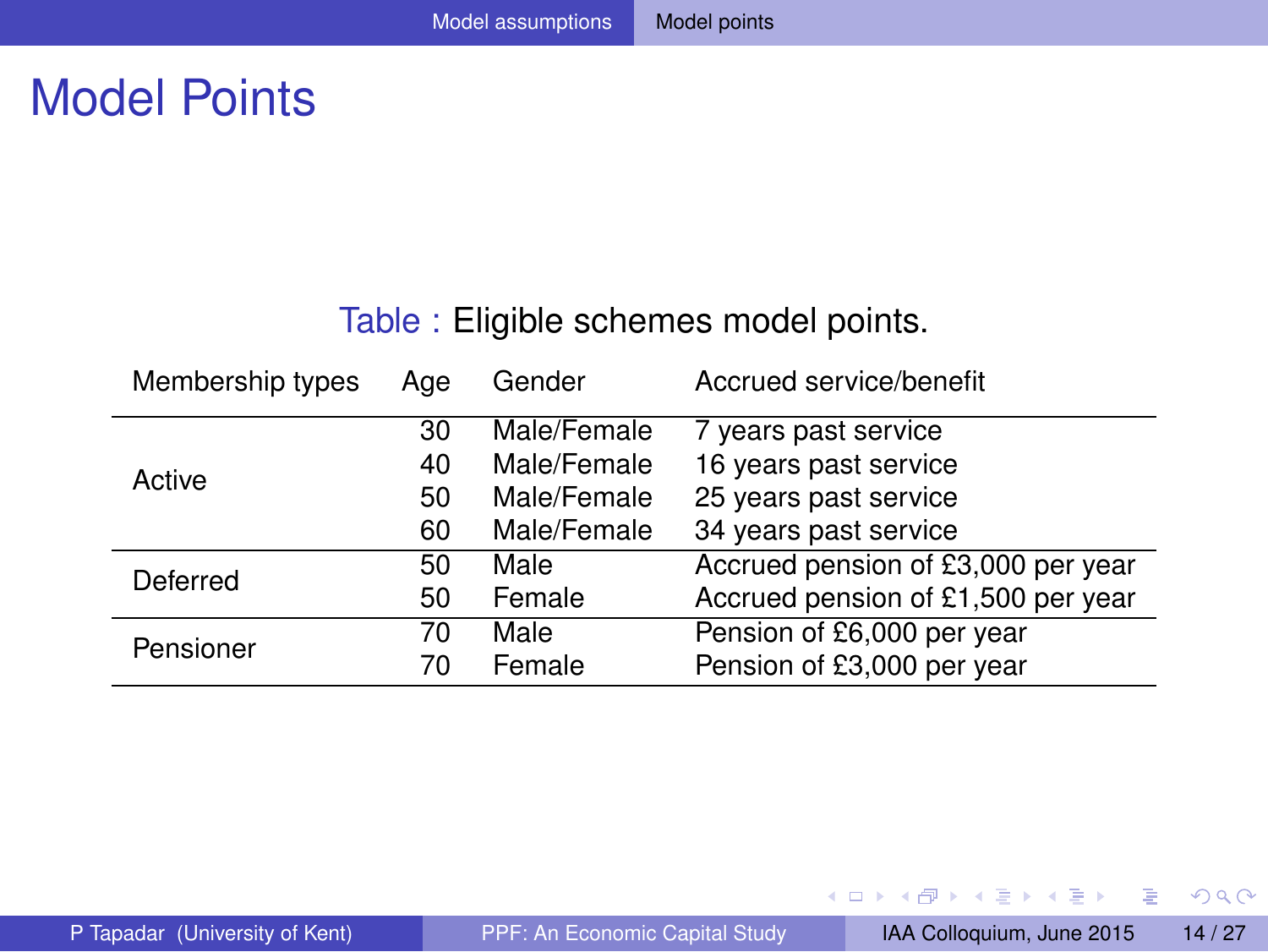# Model Points

Table : Eligible schemes model points.

| Membership types | Age | Gender | Accrued service/benefit |
|---|---|---|---|
| Active | 30 | Male/Female | 7 years past service |
| | 40 | Male/Female | 16 years past service |
| | 50 | Male/Female | 25 years past service |
| | 60 | Male/Female | 34 years past service |
| Deferred | 50 | Male | Accrued pension of £3,000 per year |
| | 50 | Female | Accrued pension of £1,500 per year |
| Pensioner | 70 | Male | Pension of £6,000 per year |
| | 70 | Female | Pension of £3,000 per year |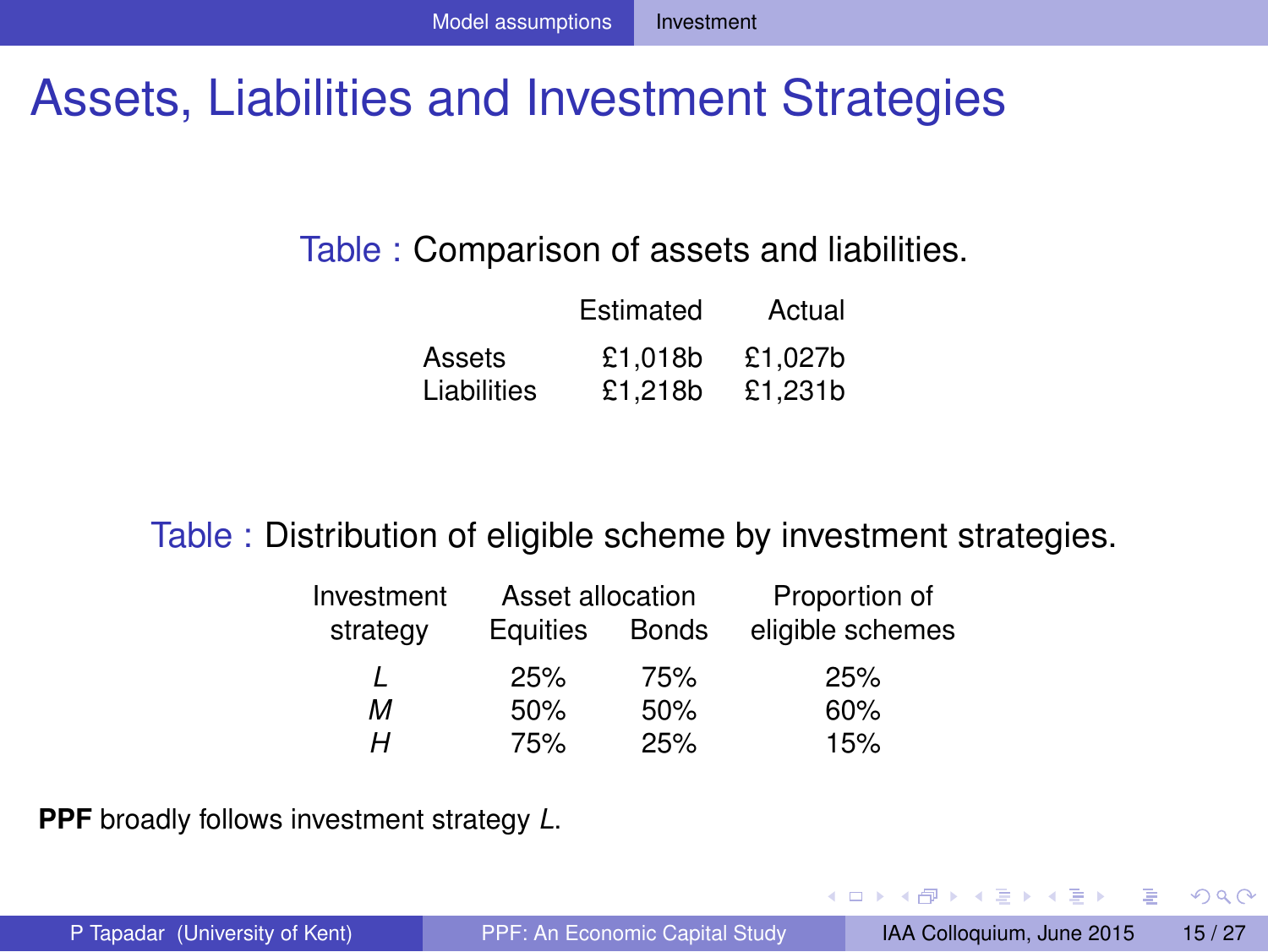# Assets, Liabilities and Investment Strategies

Table : Comparison of assets and liabilities.

| | Estimated | Actual |
|---|---|---|
| Assets | £1,018b | £1,027b |
| Liabilities | £1,218b | £1,231b |

Table : Distribution of eligible scheme by investment strategies.

| Investment strategy | Asset allocation | | Proportion of eligible schemes |
|---|---|---|---|
| | Equities | Bonds | |
| *L* | 25% | 75% | 25% |
| *M* | 50% | 50% | 60% |
| *H* | 75% | 25% | 15% |

**PPF** broadly follows investment strategy *L*.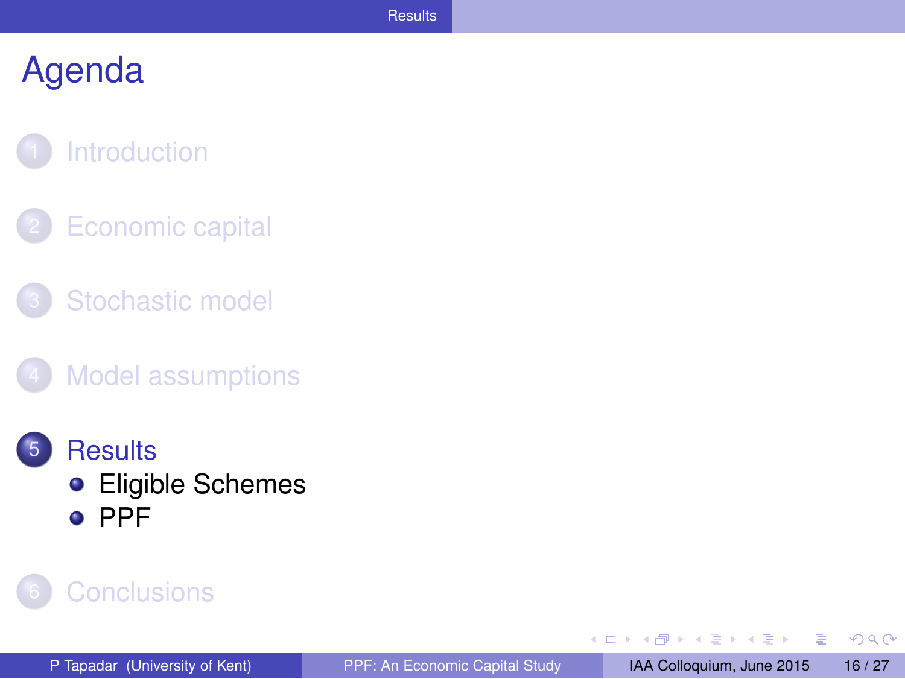# Agenda

1. Introduction
2. Economic capital
3. Stochastic model
4. Model assumptions
5. Results
   - Eligible Schemes
   - PPF
6. Conclusions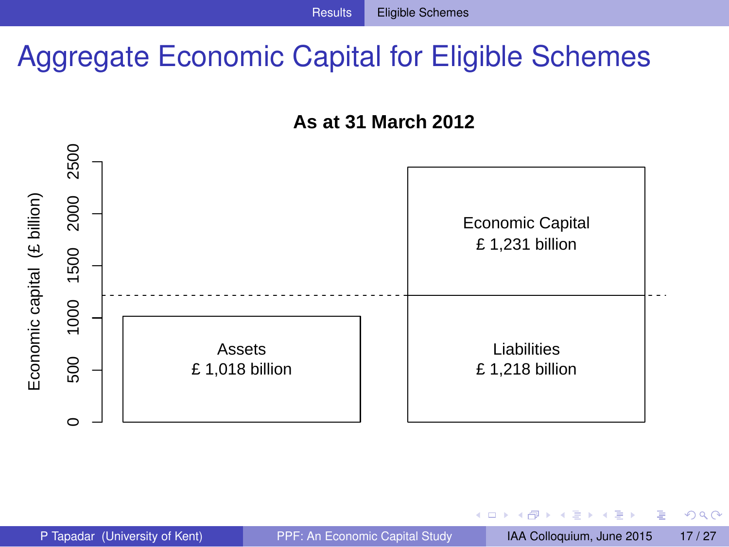# Aggregate Economic Capital for Eligible Schemes

**As at 31 March 2012**

Economic capital (£ billion)

2500
2000
1500
1000
500
0

Assets
£ 1,018 billion

Economic Capital
£ 1,231 billion

Liabilities
£ 1,218 billion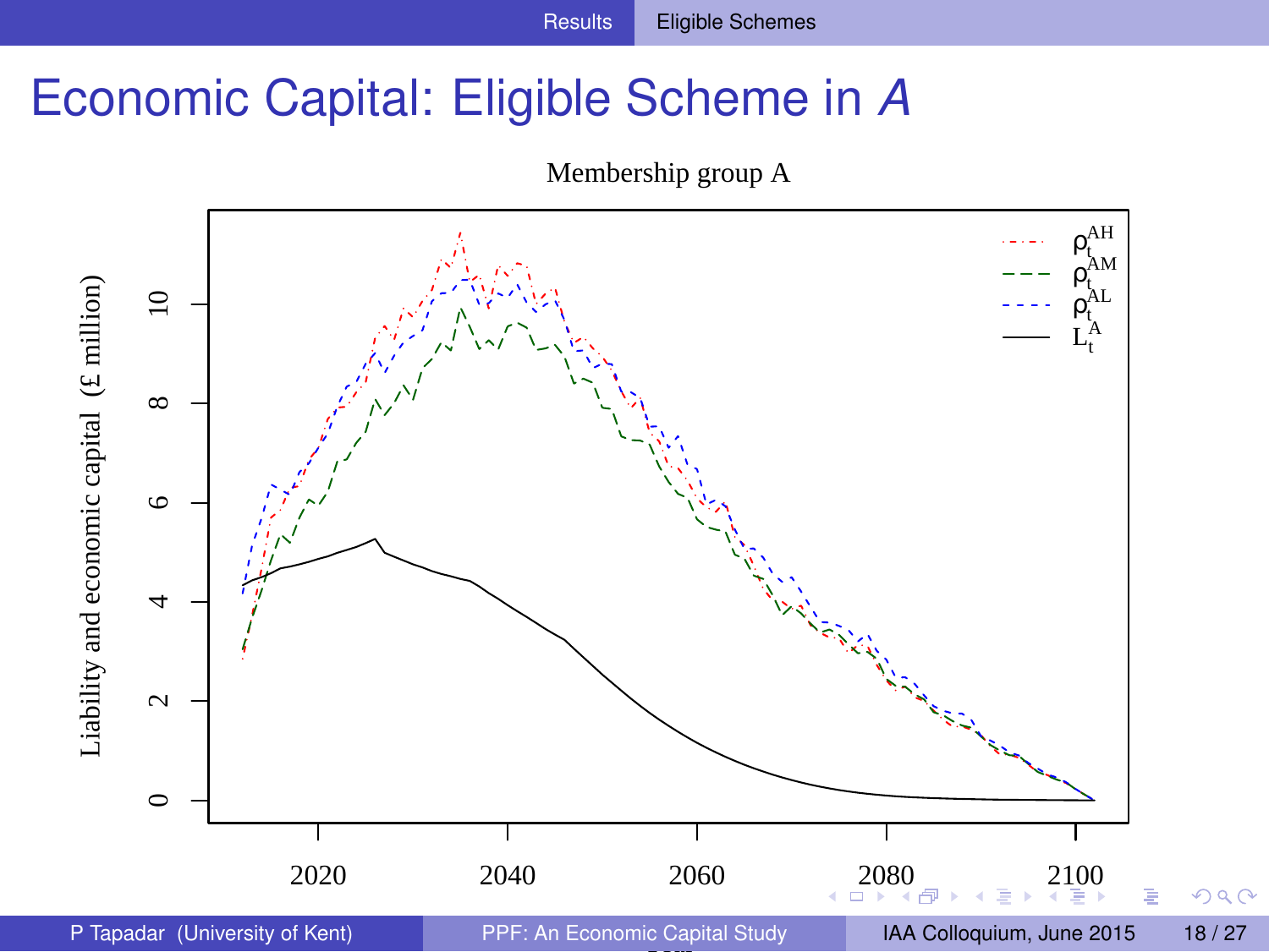# Economic Capital: Eligible Scheme in *A*

Membership group A

Liability and economic capital (£ million)

Legend: $\rho_t^{AH}$, $\rho_t^{AM}$, $\rho_t^{AL}$, $L_t^A$

Y-axis: 0, 2, 4, 6, 8, 10

X-axis: 2020, 2040, 2060, 2080, 2100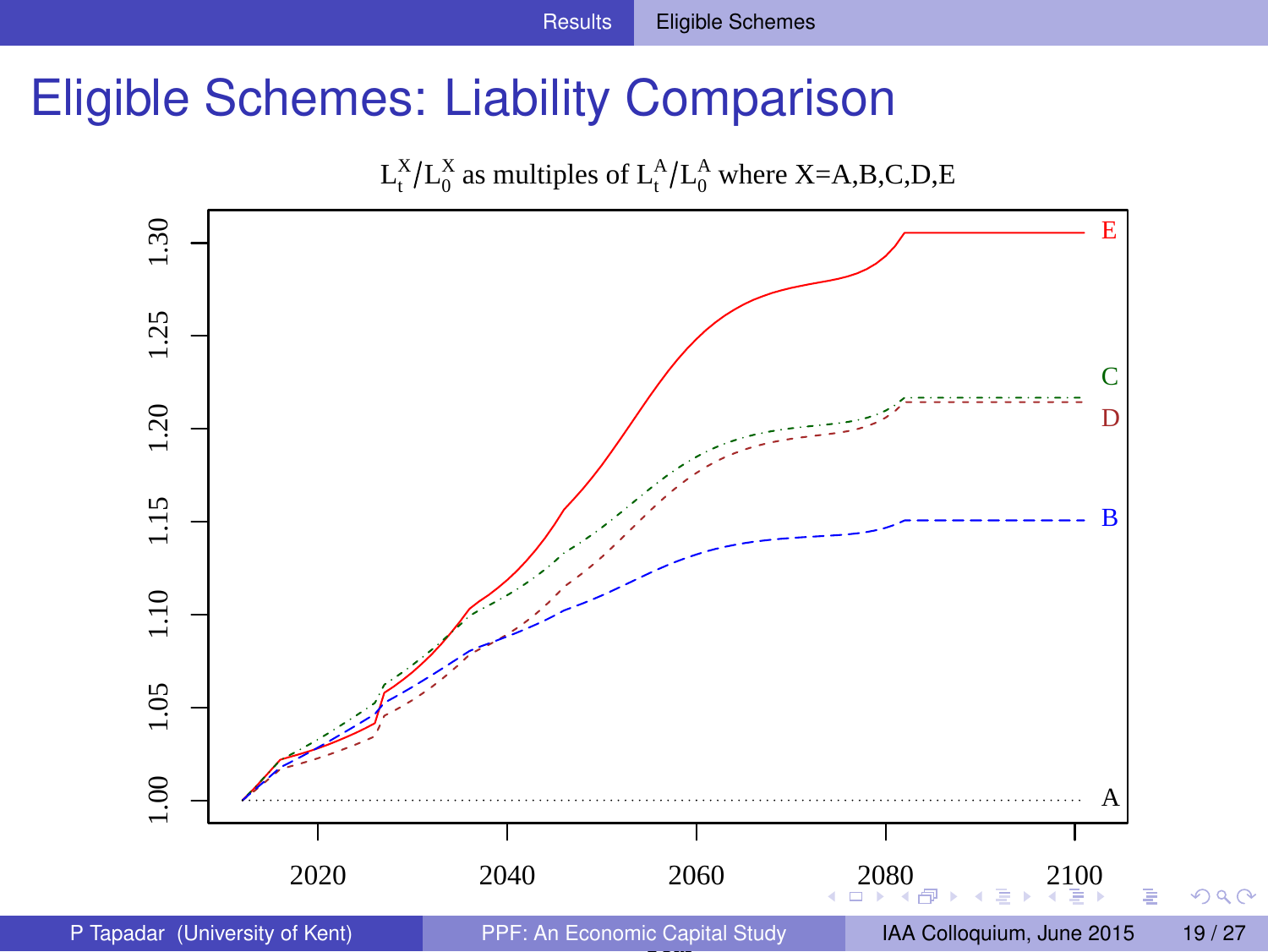# Eligible Schemes: Liability Comparison

$L_t^X/L_0^X$ as multiples of $L_t^A/L_0^A$ where X=A,B,C,D,E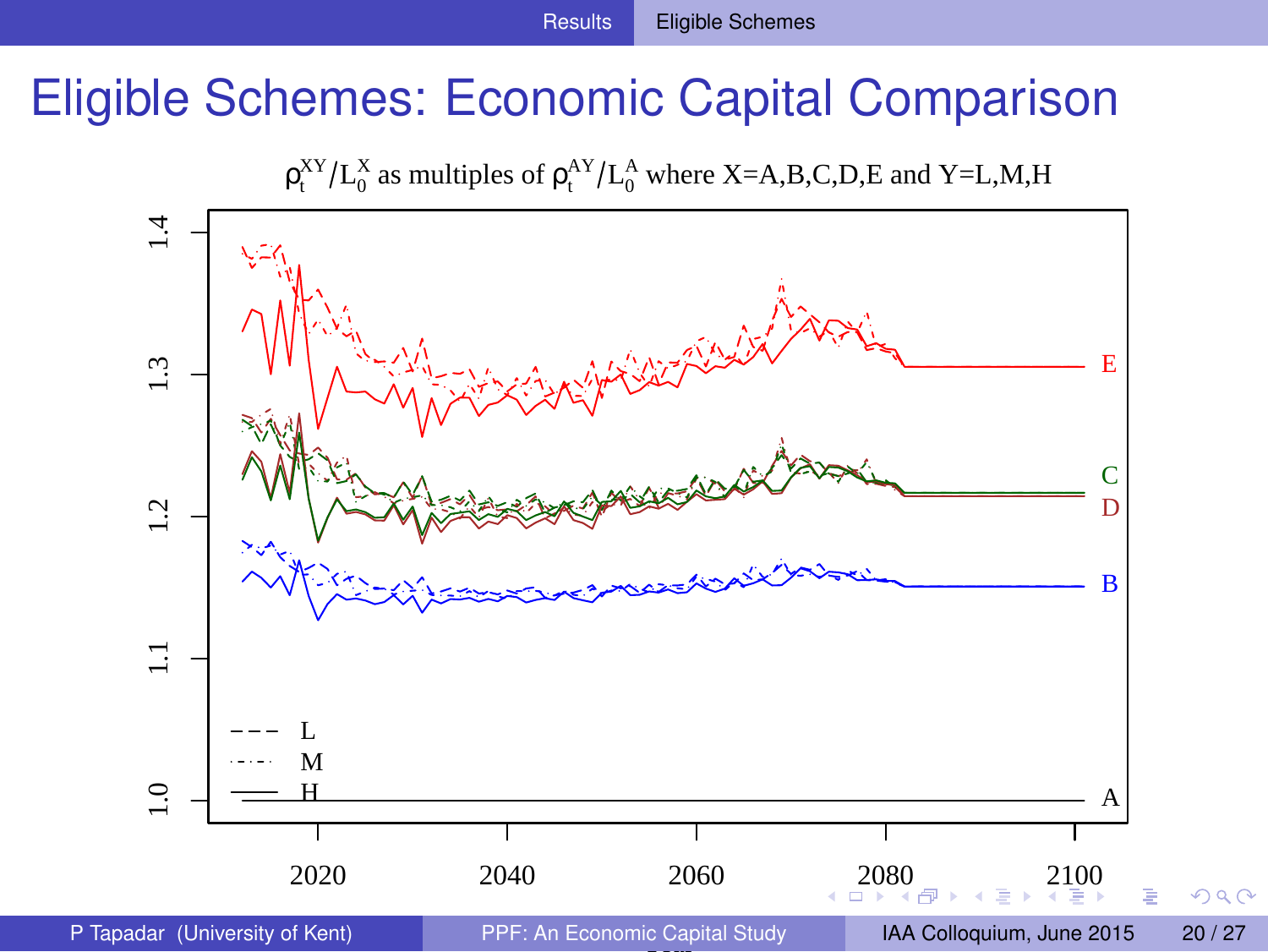# Eligible Schemes: Economic Capital Comparison

$\rho_t^{XY}/L_0^X$ as multiples of $\rho_t^{AY}/L_0^A$ where X=A,B,C,D,E and Y=L,M,H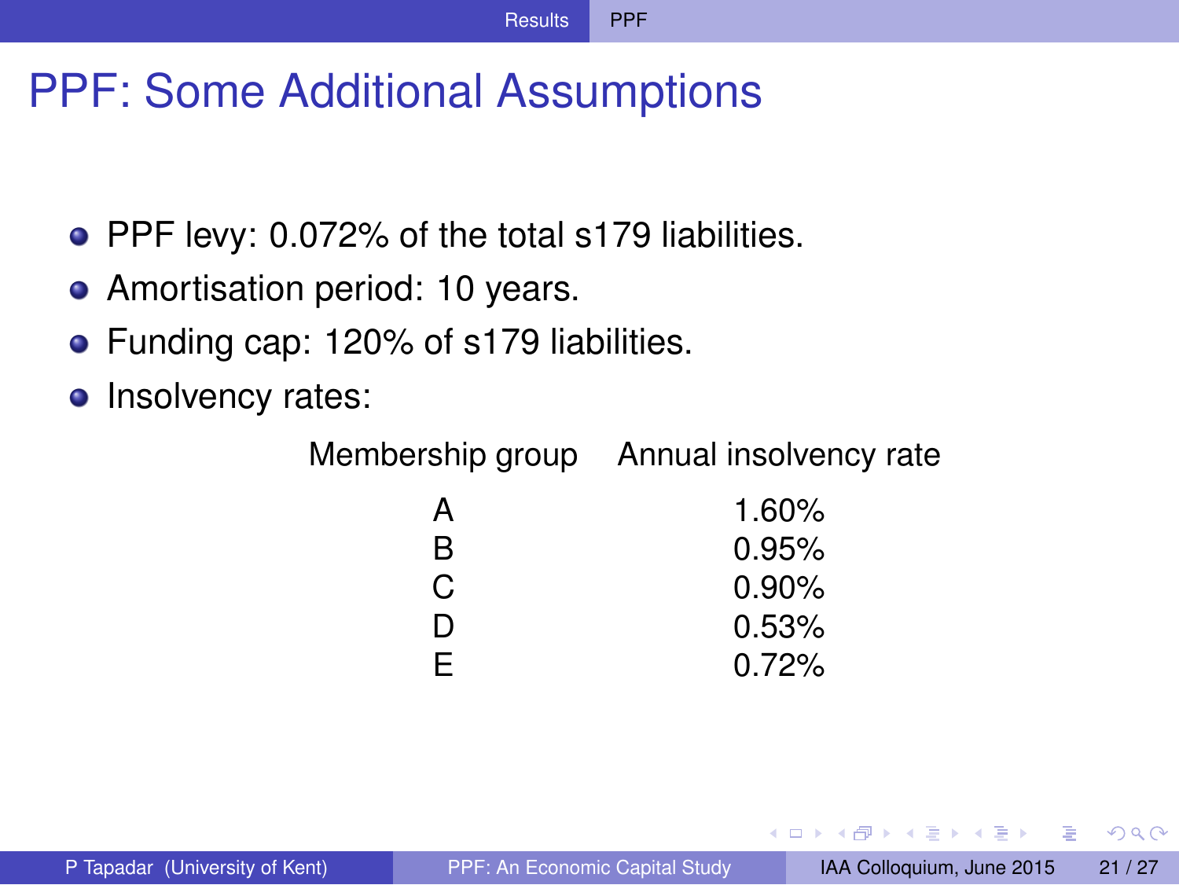# PPF: Some Additional Assumptions

- PPF levy: 0.072% of the total s179 liabilities.
- Amortisation period: 10 years.
- Funding cap: 120% of s179 liabilities.
- Insolvency rates:

| Membership group | Annual insolvency rate |
|---|---|
| A | 1.60% |
| B | 0.95% |
| C | 0.90% |
| D | 0.53% |
| E | 0.72% |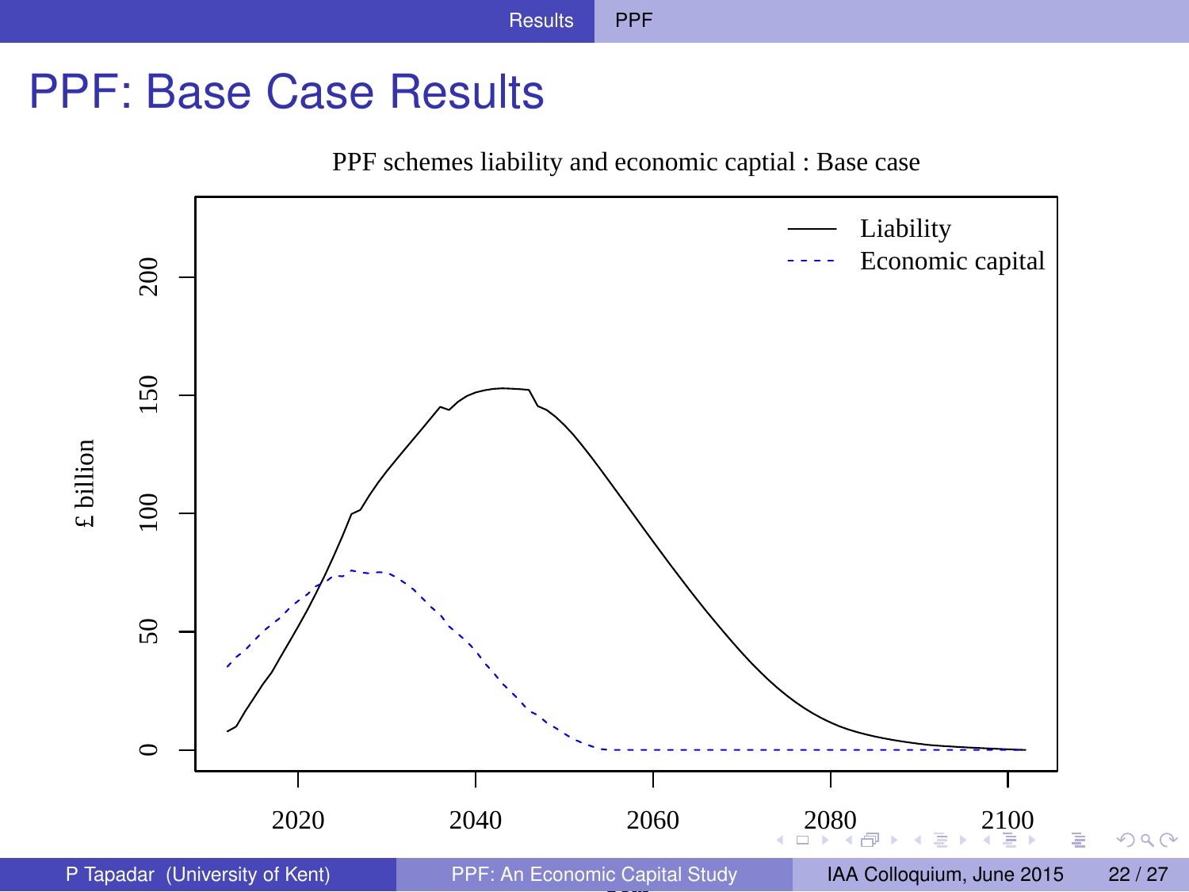# PPF: Base Case Results

PPF schemes liability and economic captial : Base case

£ billion

Liability

Economic capital

0, 50, 100, 150, 200

2020, 2040, 2060, 2080, 2100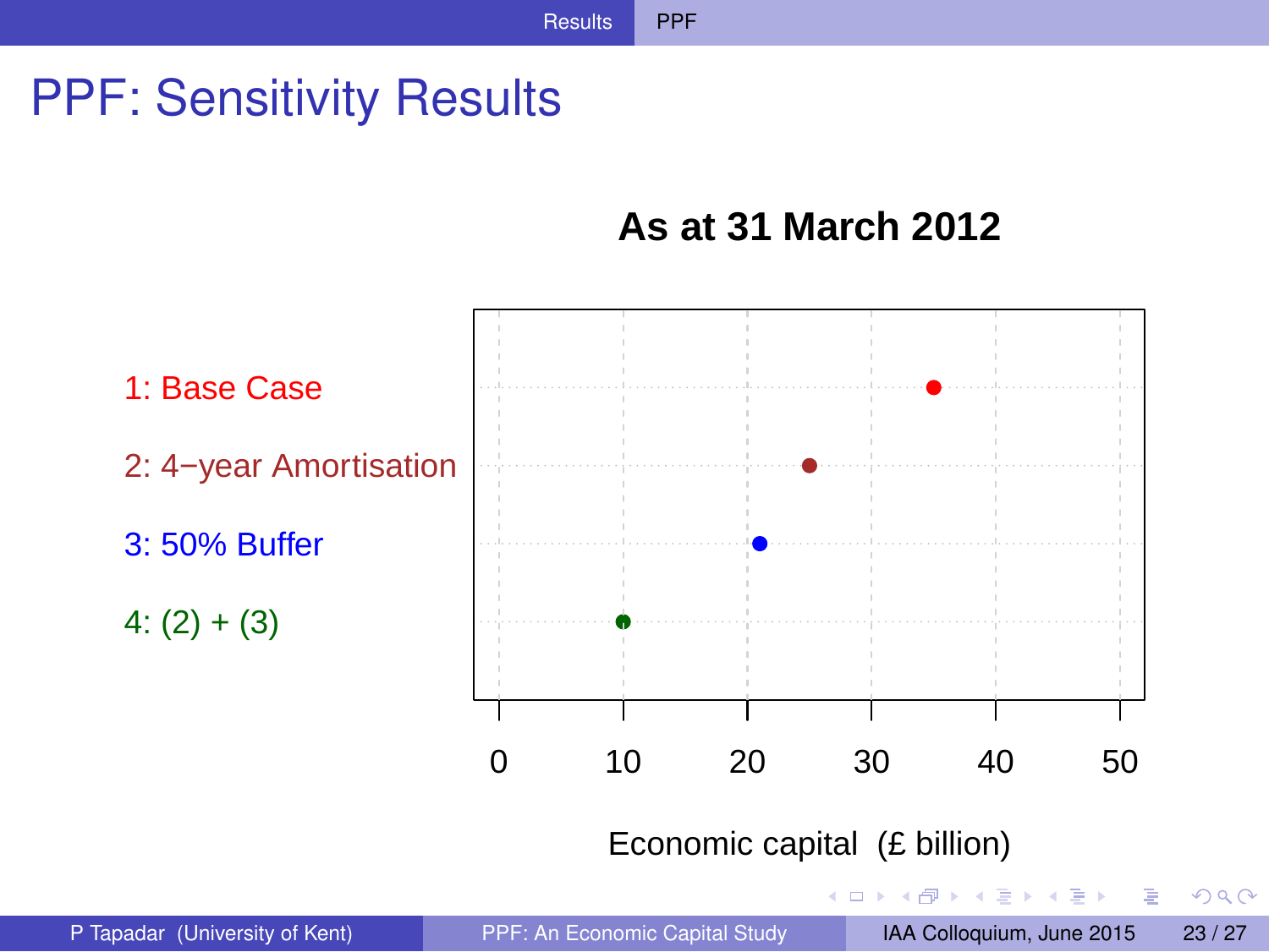# PPF: Sensitivity Results

**As at 31 March 2012**

1: Base Case

2: 4−year Amortisation

3: 50% Buffer

4: (2) + (3)

0 10 20 30 40 50

Economic capital (£ billion)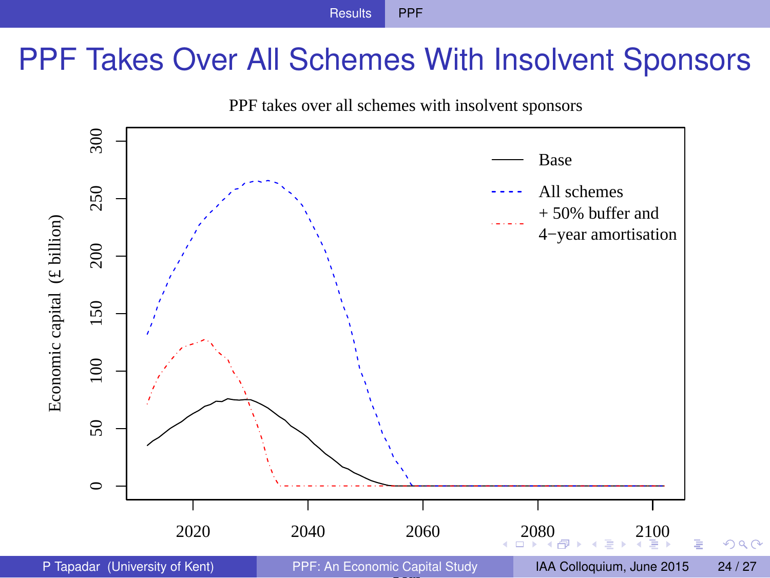# PPF Takes Over All Schemes With Insolvent Sponsors

PPF takes over all schemes with insolvent sponsors

Economic capital (£ billion)

300
250
200
150
100
50
0

2020 2040 2060 2080 2100

Base

All schemes

+ 50% buffer and

4−year amortisation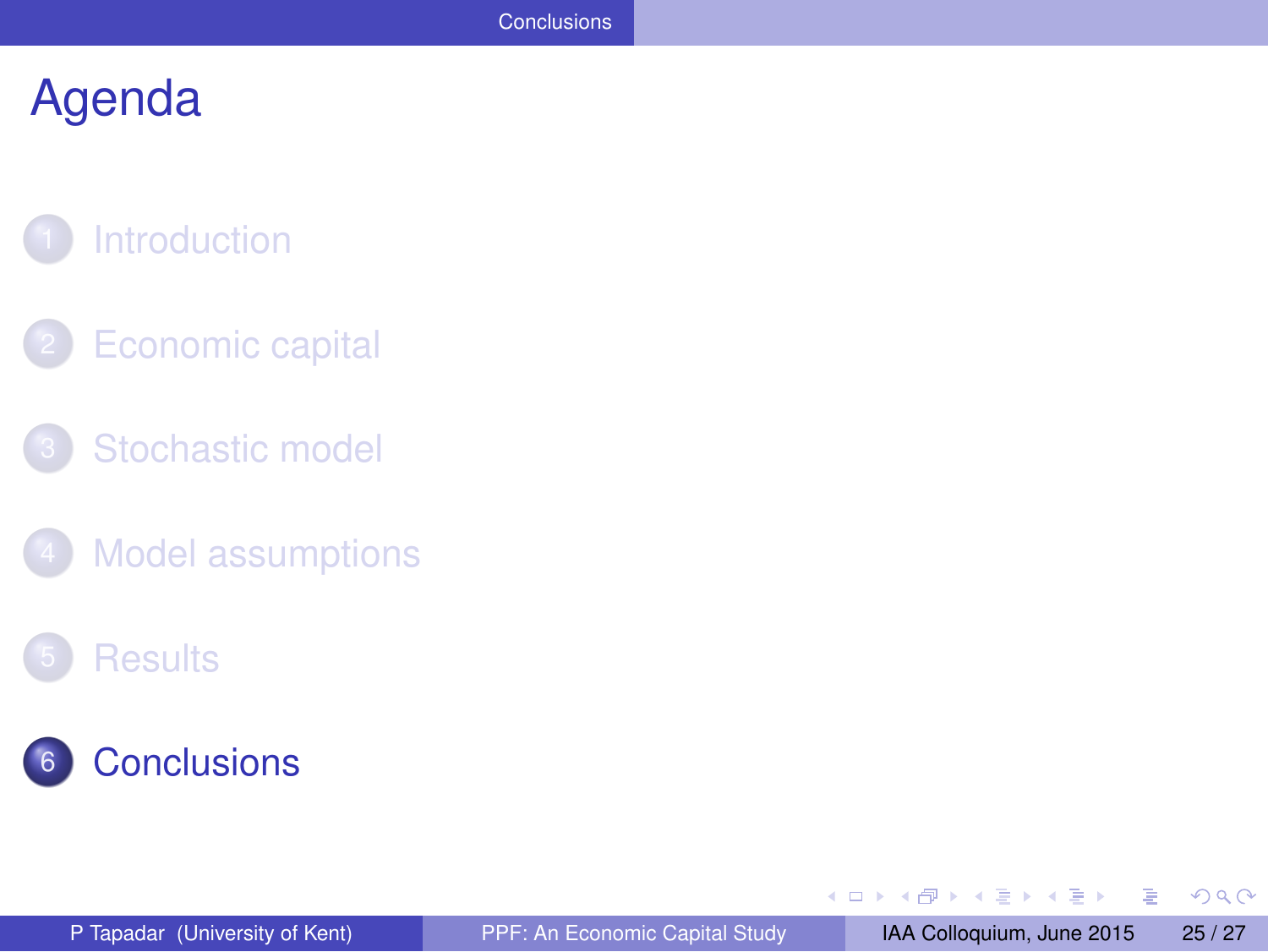# Agenda

1. Introduction
2. Economic capital
3. Stochastic model
4. Model assumptions
5. Results
6. **Conclusions**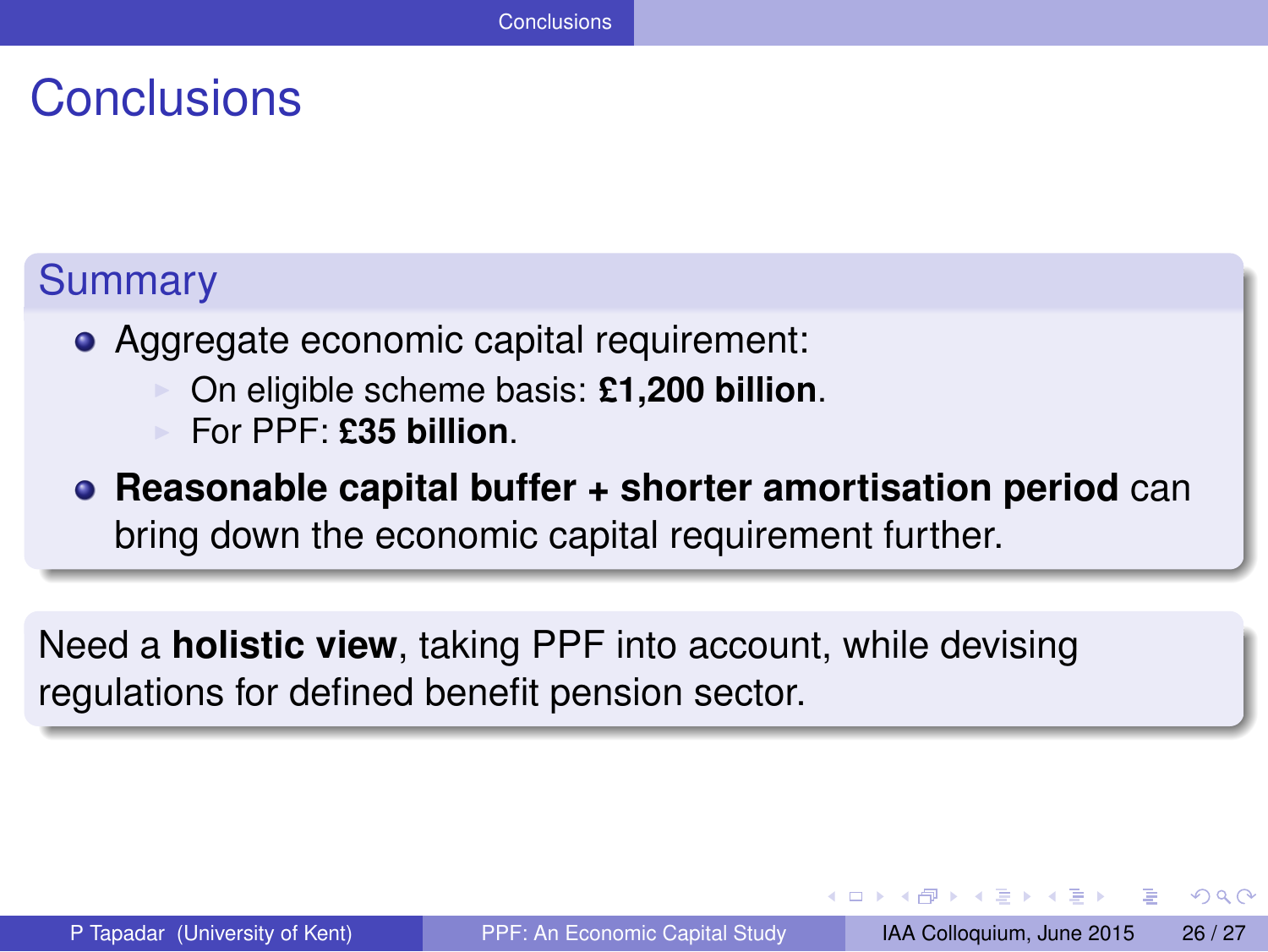# Conclusions

## Summary

- Aggregate economic capital requirement:
  - On eligible scheme basis: **£1,200 billion**.
  - For PPF: **£35 billion**.
- **Reasonable capital buffer + shorter amortisation period** can bring down the economic capital requirement further.

Need a **holistic view**, taking PPF into account, while devising regulations for defined benefit pension sector.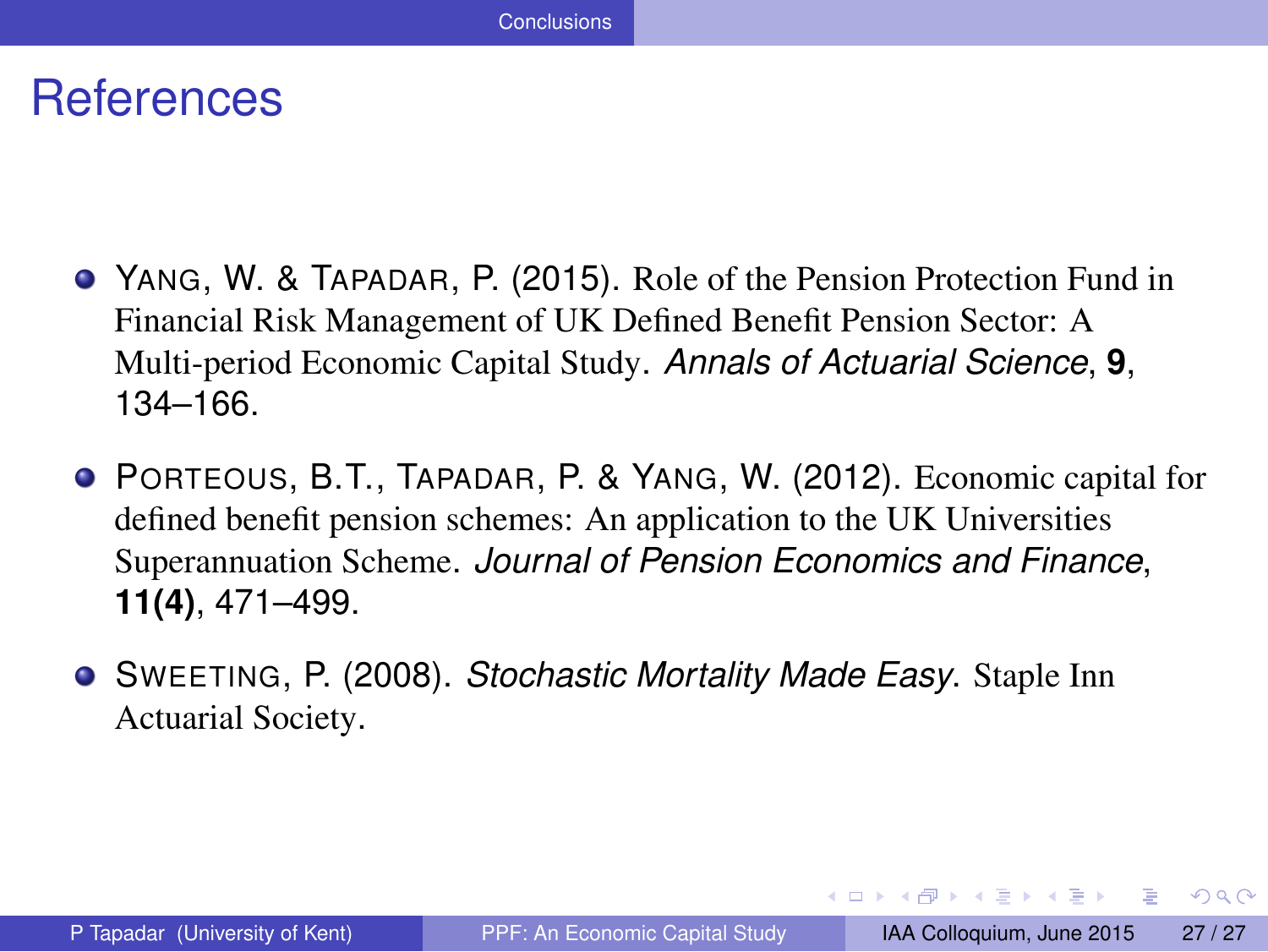# References

- Yang, W. & Tapadar, P. (2015). Role of the Pension Protection Fund in Financial Risk Management of UK Defined Benefit Pension Sector: A Multi-period Economic Capital Study. *Annals of Actuarial Science*, **9**, 134–166.
- Porteous, B.T., Tapadar, P. & Yang, W. (2012). Economic capital for defined benefit pension schemes: An application to the UK Universities Superannuation Scheme. *Journal of Pension Economics and Finance*, **11(4)**, 471–499.
- Sweeting, P. (2008). *Stochastic Mortality Made Easy*. Staple Inn Actuarial Society.